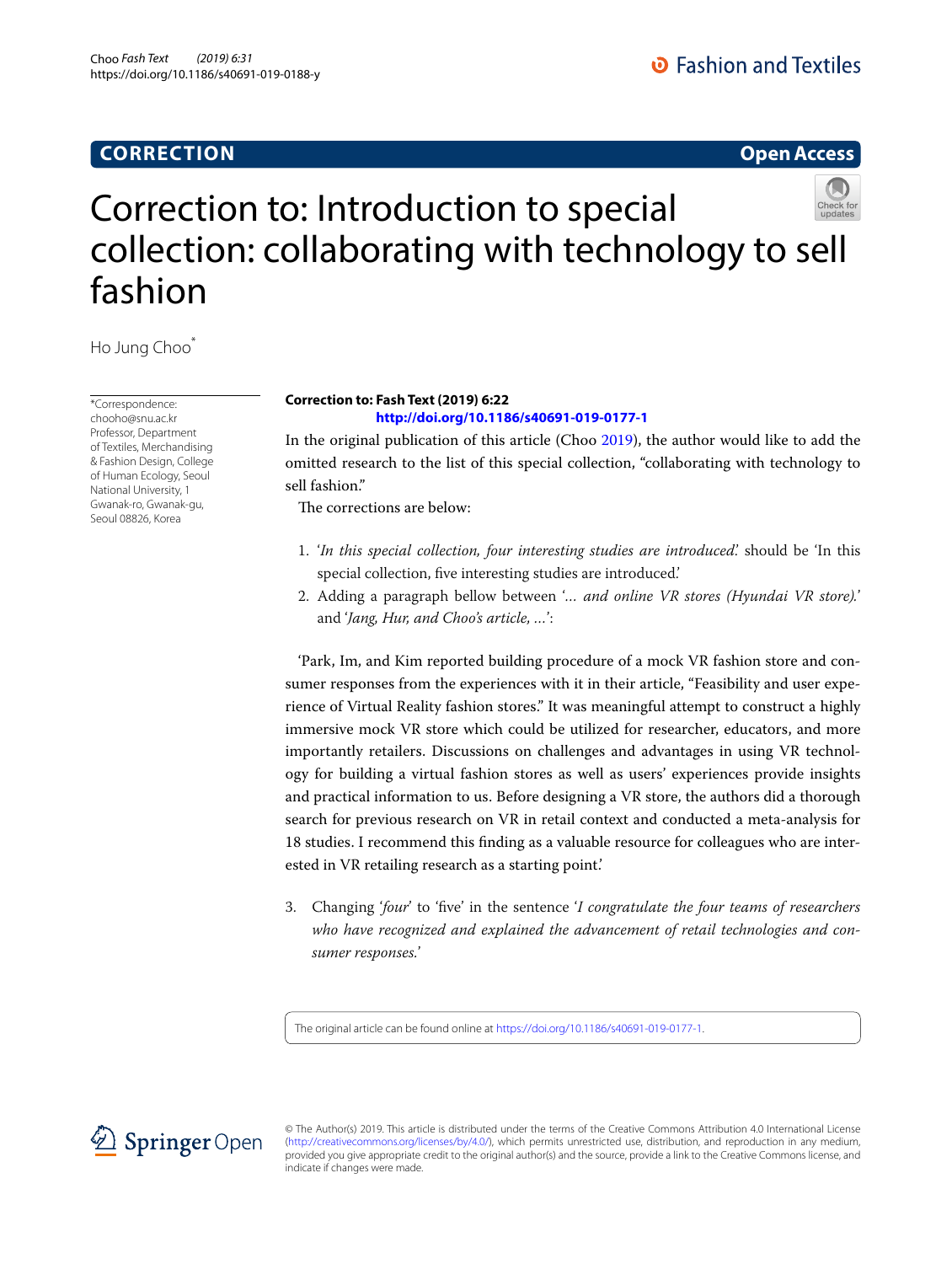**CORRECTION** **Open Access**

# Correction to: Introduction to special collection: collaborating with technology to sell fashion

Ho Jung Choo*

*Correspondence: chooho@snu.ac.kr
Professor, Department of Textiles, Merchandising & Fashion Design, College of Human Ecology, Seoul National University, 1 Gwanak-ro, Gwanak-gu, Seoul 08826, Korea

**Correction to: Fash Text (2019) 6:22**
**http://doi.org/10.1186/s40691-019-0177-1**

In the original publication of this article (Choo 2019), the author would like to add the omitted research to the list of this special collection, "collaborating with technology to sell fashion."

The corrections are below:

1. '*In this special collection, four interesting studies are introduced.*' should be 'In this special collection, five interesting studies are introduced.'
2. Adding a paragraph bellow between '*… and online VR stores (Hyundai VR store).*' and '*Jang, Hur, and Choo's article, …*':

'Park, Im, and Kim reported building procedure of a mock VR fashion store and consumer responses from the experiences with it in their article, "Feasibility and user experience of Virtual Reality fashion stores." It was meaningful attempt to construct a highly immersive mock VR store which could be utilized for researcher, educators, and more importantly retailers. Discussions on challenges and advantages in using VR technology for building a virtual fashion stores as well as users' experiences provide insights and practical information to us. Before designing a VR store, the authors did a thorough search for previous research on VR in retail context and conducted a meta-analysis for 18 studies. I recommend this finding as a valuable resource for colleagues who are interested in VR retailing research as a starting point.'

3. Changing '*four*' to 'five' in the sentence '*I congratulate the four teams of researchers who have recognized and explained the advancement of retail technologies and consumer responses.*'

The original article can be found online at https://doi.org/10.1186/s40691-019-0177-1.

© The Author(s) 2019. This article is distributed under the terms of the Creative Commons Attribution 4.0 International License (http://creativecommons.org/licenses/by/4.0/), which permits unrestricted use, distribution, and reproduction in any medium, provided you give appropriate credit to the original author(s) and the source, provide a link to the Creative Commons license, and indicate if changes were made.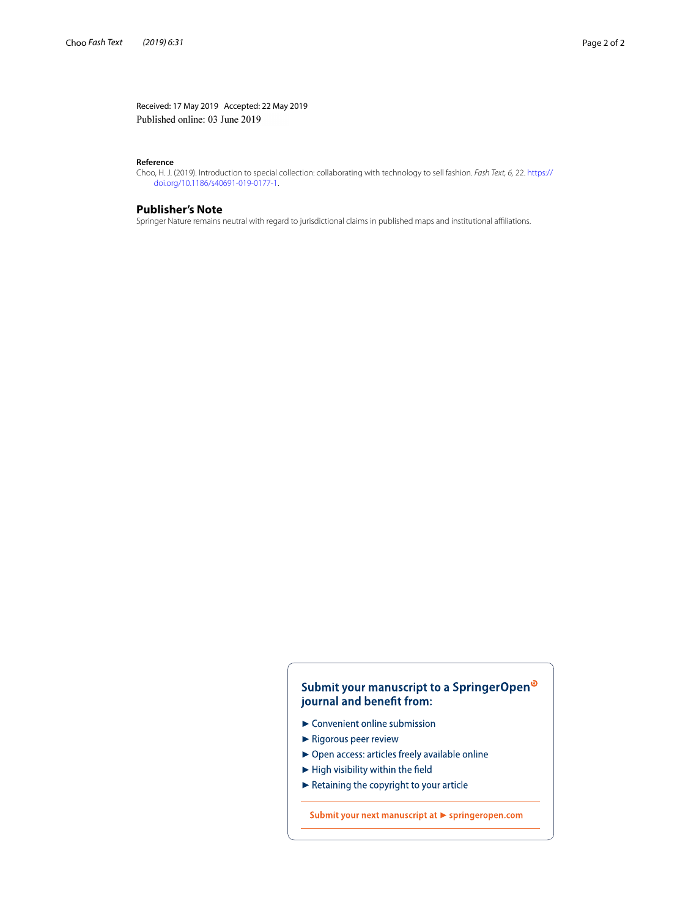Received: 17 May 2019 Accepted: 22 May 2019
Published online: 03 June 2019

**Reference**

Choo, H. J. (2019). Introduction to special collection: collaborating with technology to sell fashion. *Fash Text, 6*, 22. https://doi.org/10.1186/s40691-019-0177-1.

## Publisher's Note

Springer Nature remains neutral with regard to jurisdictional claims in published maps and institutional affiliations.

**Submit your manuscript to a SpringerOpen journal and benefit from:**

- ▶ Convenient online submission
- ▶ Rigorous peer review
- ▶ Open access: articles freely available online
- ▶ High visibility within the field
- ▶ Retaining the copyright to your article

**Submit your next manuscript at ▶ springeropen.com**